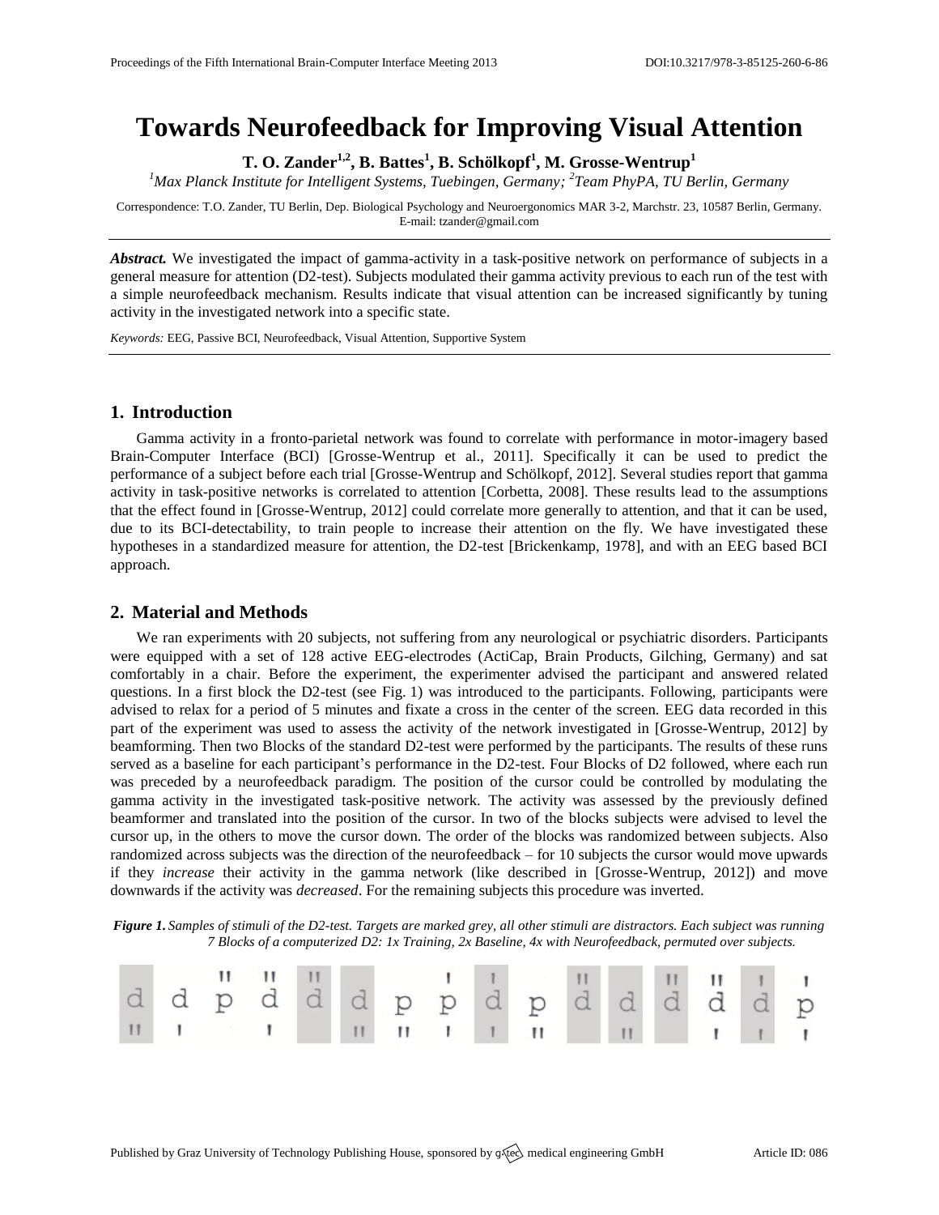# Towards Neurofeedback for Improving Visual Attention

**T. O. Zander[1,2], B. Battes[1], B. Schölkopf[1], M. Grosse-Wentrup[1]**

*[1]Max Planck Institute for Intelligent Systems, Tuebingen, Germany; [2]Team PhyPA, TU Berlin, Germany*

Correspondence: T.O. Zander, TU Berlin, Dep. Biological Psychology and Neuroergonomics MAR 3-2, Marchstr. 23, 10587 Berlin, Germany. E-mail: tzander@gmail.com

***Abstract.*** We investigated the impact of gamma-activity in a task-positive network on performance of subjects in a general measure for attention (D2-test). Subjects modulated their gamma activity previous to each run of the test with a simple neurofeedback mechanism. Results indicate that visual attention can be increased significantly by tuning activity in the investigated network into a specific state.

*Keywords:* EEG, Passive BCI, Neurofeedback, Visual Attention, Supportive System

## 1. Introduction

Gamma activity in a fronto-parietal network was found to correlate with performance in motor-imagery based Brain-Computer Interface (BCI) [Grosse-Wentrup et al., 2011]. Specifically it can be used to predict the performance of a subject before each trial [Grosse-Wentrup and Schölkopf, 2012]. Several studies report that gamma activity in task-positive networks is correlated to attention [Corbetta, 2008]. These results lead to the assumptions that the effect found in [Grosse-Wentrup, 2012] could correlate more generally to attention, and that it can be used, due to its BCI-detectability, to train people to increase their attention on the fly. We have investigated these hypotheses in a standardized measure for attention, the D2-test [Brickenkamp, 1978], and with an EEG based BCI approach.

## 2. Material and Methods

We ran experiments with 20 subjects, not suffering from any neurological or psychiatric disorders. Participants were equipped with a set of 128 active EEG-electrodes (ActiCap, Brain Products, Gilching, Germany) and sat comfortably in a chair. Before the experiment, the experimenter advised the participant and answered related questions. In a first block the D2-test (see Fig. 1) was introduced to the participants. Following, participants were advised to relax for a period of 5 minutes and fixate a cross in the center of the screen. EEG data recorded in this part of the experiment was used to assess the activity of the network investigated in [Grosse-Wentrup, 2012] by beamforming. Then two Blocks of the standard D2-test were performed by the participants. The results of these runs served as a baseline for each participant's performance in the D2-test. Four Blocks of D2 followed, where each run was preceded by a neurofeedback paradigm. The position of the cursor could be controlled by modulating the gamma activity in the investigated task-positive network. The activity was assessed by the previously defined beamformer and translated into the position of the cursor. In two of the blocks subjects were advised to level the cursor up, in the others to move the cursor down. The order of the blocks was randomized between subjects. Also randomized across subjects was the direction of the neurofeedback – for 10 subjects the cursor would move upwards if they *increase* their activity in the gamma network (like described in [Grosse-Wentrup, 2012]) and move downwards if the activity was *decreased*. For the remaining subjects this procedure was inverted.

***Figure 1.*** *Samples of stimuli of the D2-test. Targets are marked grey, all other stimuli are distractors. Each subject was running 7 Blocks of a computerized D2: 1x Training, 2x Baseline, 4x with Neurofeedback, permuted over subjects.*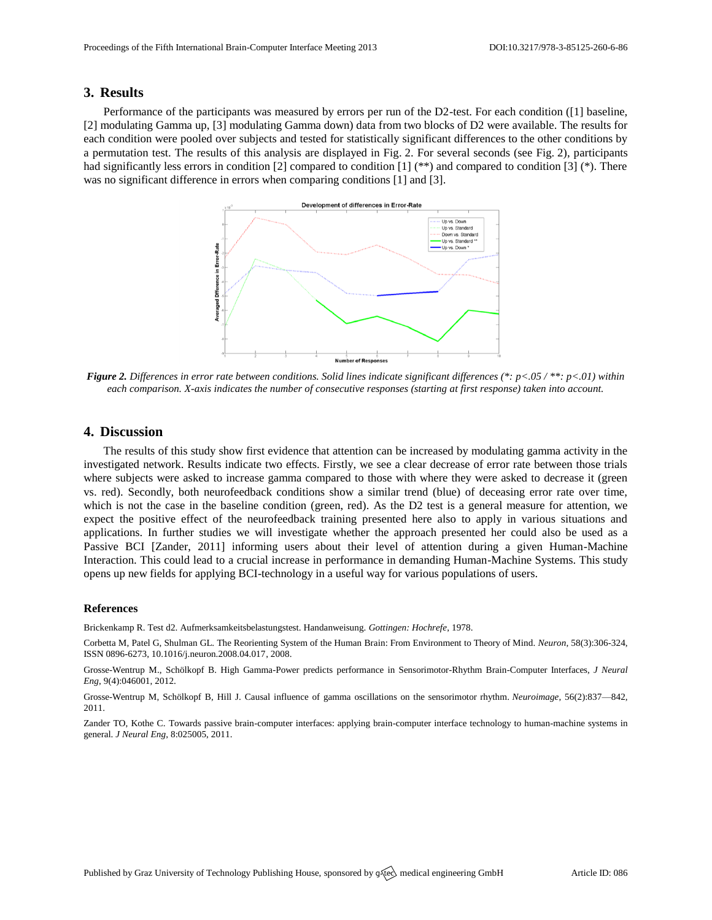## 3. Results

Performance of the participants was measured by errors per run of the D2-test. For each condition ([1] baseline, [2] modulating Gamma up, [3] modulating Gamma down) data from two blocks of D2 were available. The results for each condition were pooled over subjects and tested for statistically significant differences to the other conditions by a permutation test. The results of this analysis are displayed in Fig. 2. For several seconds (see Fig. 2), participants had significantly less errors in condition [2] compared to condition [1] (**) and compared to condition [3] (*). There was no significant difference in errors when comparing conditions [1] and [3].

Development of differences in Error-Rate

Up vs. Down
Up vs. Standard
Down vs. Standard
Up vs. Standard **
Up vs. Down *

Averaged Difference in Error-Rate

Number of Responses

***Figure 2.*** *Differences in error rate between conditions. Solid lines indicate significant differences (*: p<.05 / **: p<.01) within each comparison. X-axis indicates the number of consecutive responses (starting at first response) taken into account.*

## 4. Discussion

The results of this study show first evidence that attention can be increased by modulating gamma activity in the investigated network. Results indicate two effects. Firstly, we see a clear decrease of error rate between those trials where subjects were asked to increase gamma compared to those with where they were asked to decrease it (green vs. red). Secondly, both neurofeedback conditions show a similar trend (blue) of deceasing error rate over time, which is not the case in the baseline condition (green, red). As the D2 test is a general measure for attention, we expect the positive effect of the neurofeedback training presented here also to apply in various situations and applications. In further studies we will investigate whether the approach presented her could also be used as a Passive BCI [Zander, 2011] informing users about their level of attention during a given Human-Machine Interaction. This could lead to a crucial increase in performance in demanding Human-Machine Systems. This study opens up new fields for applying BCI-technology in a useful way for various populations of users.

### References

Brickenkamp R. Test d2. Aufmerksamkeitsbelastungstest. Handanweisung. *Gottingen: Hochrefe*, 1978.

Corbetta M, Patel G, Shulman GL. The Reorienting System of the Human Brain: From Environment to Theory of Mind. *Neuron*, 58(3):306-324, ISSN 0896-6273, 10.1016/j.neuron.2008.04.017, 2008.

Grosse-Wentrup M., Schölkopf B. High Gamma-Power predicts performance in Sensorimotor-Rhythm Brain-Computer Interfaces, *J Neural Eng*, 9(4):046001, 2012.

Grosse-Wentrup M, Schölkopf B, Hill J. Causal influence of gamma oscillations on the sensorimotor rhythm. *Neuroimage*, 56(2):837—842, 2011.

Zander TO, Kothe C. Towards passive brain-computer interfaces: applying brain-computer interface technology to human-machine systems in general. *J Neural Eng*, 8:025005, 2011.